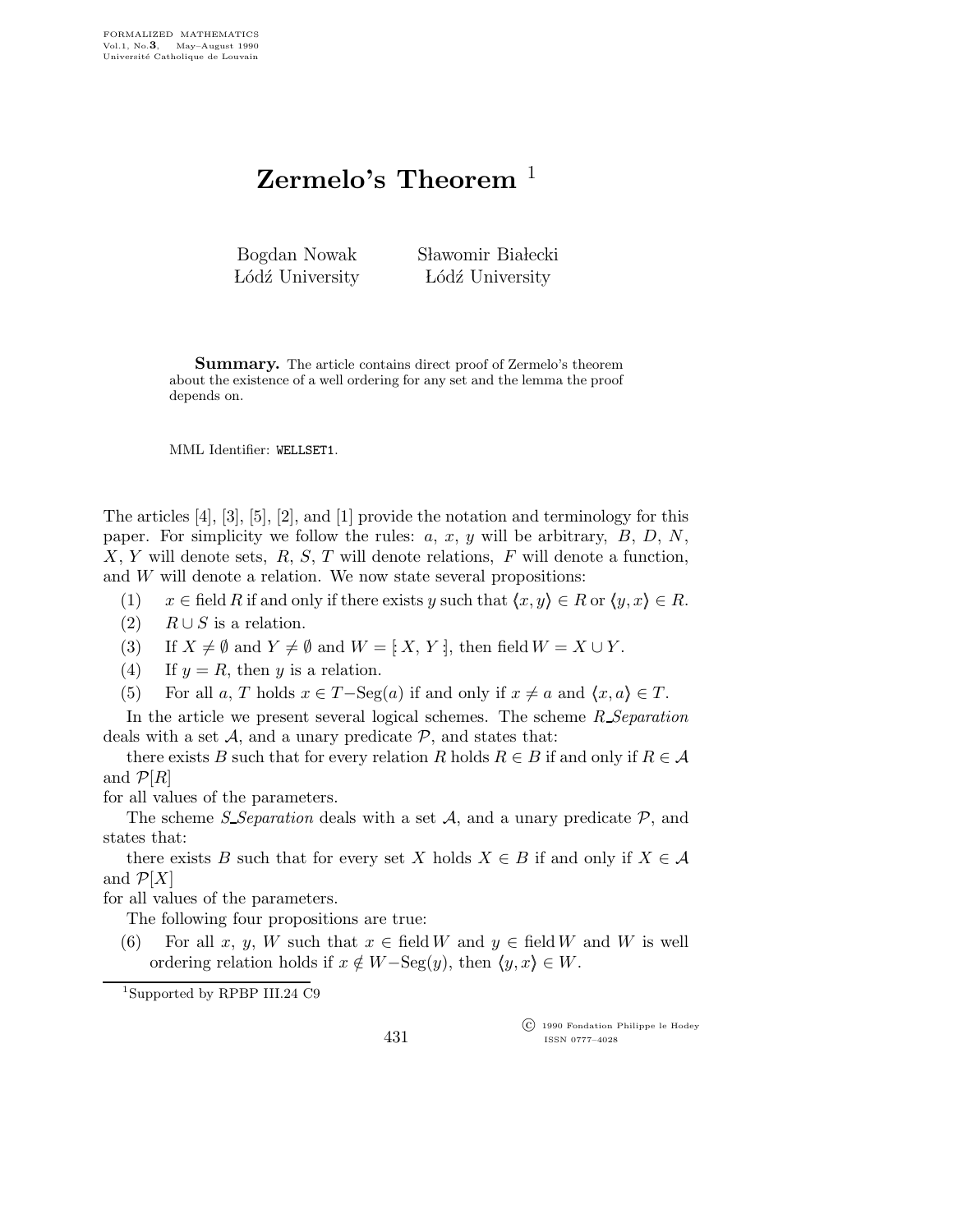# Zermelo's Theorem [1]

Bogdan Nowak
Łódź University

Sławomir Białecki
Łódź University

**Summary.** The article contains direct proof of Zermelo's theorem about the existence of a well ordering for any set and the lemma the proof depends on.

MML Identifier: WELLSET1.

The articles [4], [3], [5], [2], and [1] provide the notation and terminology for this paper. For simplicity we follow the rules: $a$, $x$, $y$ will be arbitrary, $B$, $D$, $N$, $X$, $Y$ will denote sets, $R$, $S$, $T$ will denote relations, $F$ will denote a function, and $W$ will denote a relation. We now state several propositions:

(1) $x \in \operatorname{field} R$ if and only if there exists $y$ such that $\langle x, y \rangle \in R$ or $\langle y, x \rangle \in R$.

(2) $R \cup S$ is a relation.

(3) If $X \neq \emptyset$ and $Y \neq \emptyset$ and $W = [\!: X, Y :\!]$, then $\operatorname{field} W = X \cup Y$.

(4) If $y = R$, then $y$ is a relation.

(5) For all $a$, $T$ holds $x \in T-\operatorname{Seg}(a)$ if and only if $x \neq a$ and $\langle x, a \rangle \in T$.

In the article we present several logical schemes. The scheme *R_Separation* deals with a set $\mathcal{A}$, and a unary predicate $\mathcal{P}$, and states that:

there exists $B$ such that for every relation $R$ holds $R \in B$ if and only if $R \in \mathcal{A}$ and $\mathcal{P}[R]$

for all values of the parameters.

The scheme *S_Separation* deals with a set $\mathcal{A}$, and a unary predicate $\mathcal{P}$, and states that:

there exists $B$ such that for every set $X$ holds $X \in B$ if and only if $X \in \mathcal{A}$ and $\mathcal{P}[X]$

for all values of the parameters.

The following four propositions are true:

(6) For all $x$, $y$, $W$ such that $x \in \operatorname{field} W$ and $y \in \operatorname{field} W$ and $W$ is well ordering relation holds if $x \notin W-\operatorname{Seg}(y)$, then $\langle y, x \rangle \in W$.

[1] Supported by RPBP III.24 C9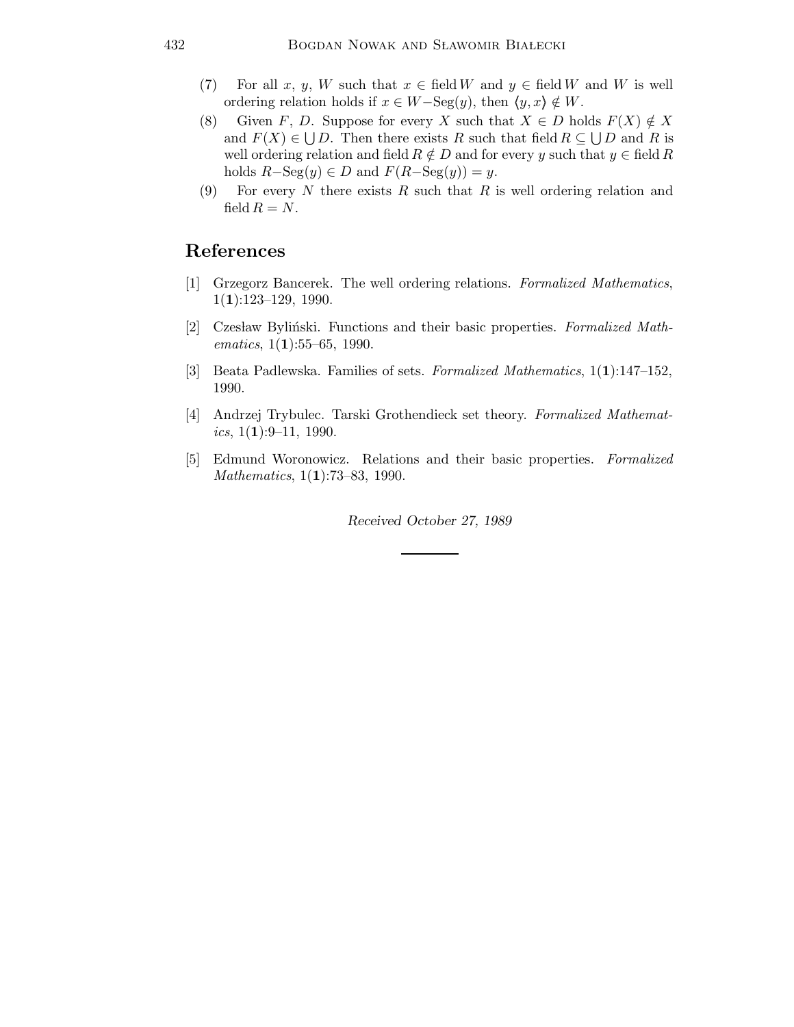(7) For all $x$, $y$, $W$ such that $x \in \operatorname{field} W$ and $y \in \operatorname{field} W$ and $W$ is well ordering relation holds if $x \in W{-}\mathrm{Seg}(y)$, then $\langle y, x \rangle \notin W$.

(8) Given $F$, $D$. Suppose for every $X$ such that $X \in D$ holds $F(X) \notin X$ and $F(X) \in \bigcup D$. Then there exists $R$ such that $\operatorname{field} R \subseteq \bigcup D$ and $R$ is well ordering relation and $\operatorname{field} R \notin D$ and for every $y$ such that $y \in \operatorname{field} R$ holds $R{-}\mathrm{Seg}(y) \in D$ and $F(R{-}\mathrm{Seg}(y)) = y$.

(9) For every $N$ there exists $R$ such that $R$ is well ordering relation and $\operatorname{field} R = N$.

## References

[1] Grzegorz Bancerek. The well ordering relations. *Formalized Mathematics*, 1(**1**):123–129, 1990.

[2] Czesław Byliński. Functions and their basic properties. *Formalized Mathematics*, 1(**1**):55–65, 1990.

[3] Beata Padlewska. Families of sets. *Formalized Mathematics*, 1(**1**):147–152, 1990.

[4] Andrzej Trybulec. Tarski Grothendieck set theory. *Formalized Mathematics*, 1(**1**):9–11, 1990.

[5] Edmund Woronowicz. Relations and their basic properties. *Formalized Mathematics*, 1(**1**):73–83, 1990.

*Received October 27, 1989*